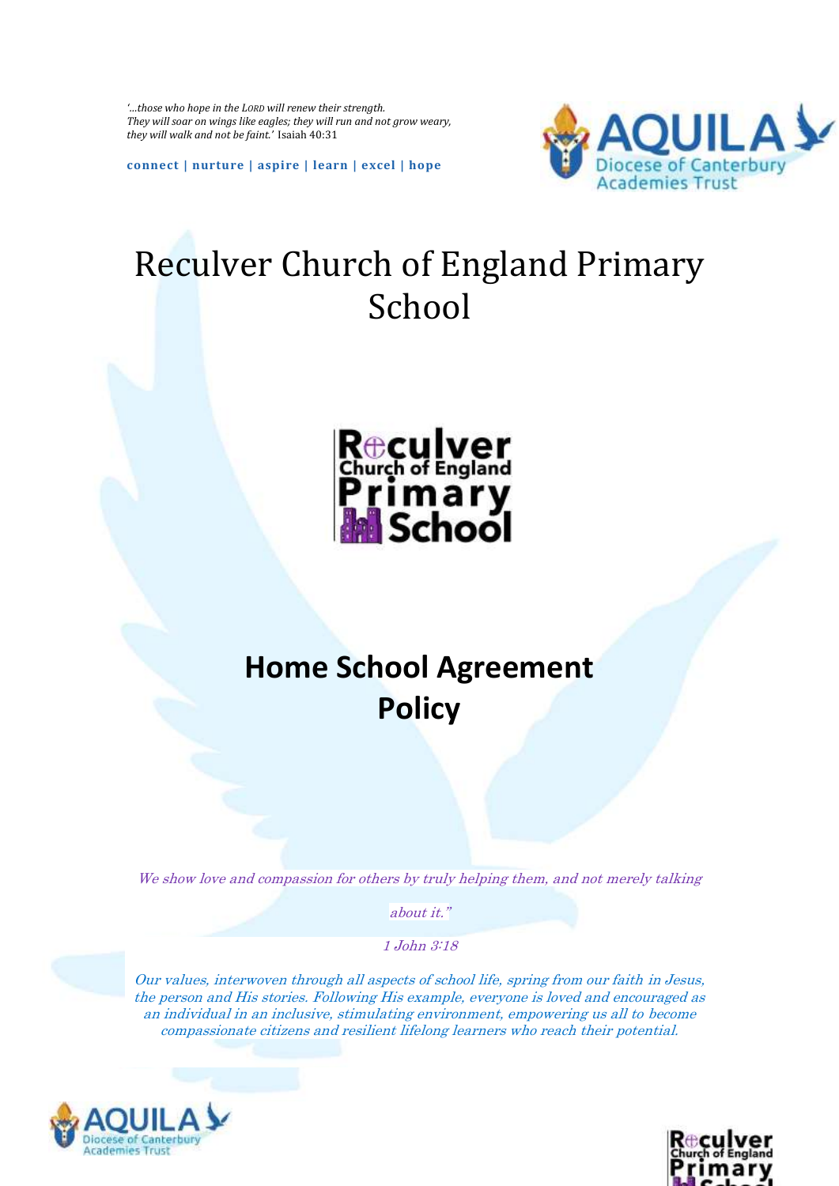*'…those who hope in the LORD will renew their strength. They will soar on wings like eagles; they will run and not grow weary, they will walk and not be faint.'* Isaiah 40:31

**connect | nurture | aspire | learn | excel | hope**

# Reculver Church of England Primary School

## Home School Agreement Policy

*We show love and compassion for others by truly helping them, and not merely talking about it."*

*1 John 3:18*

*Our values, interwoven through all aspects of school life, spring from our faith in Jesus, the person and His stories. Following His example, everyone is loved and encouraged as an individual in an inclusive, stimulating environment, empowering us all to become compassionate citizens and resilient lifelong learners who reach their potential.*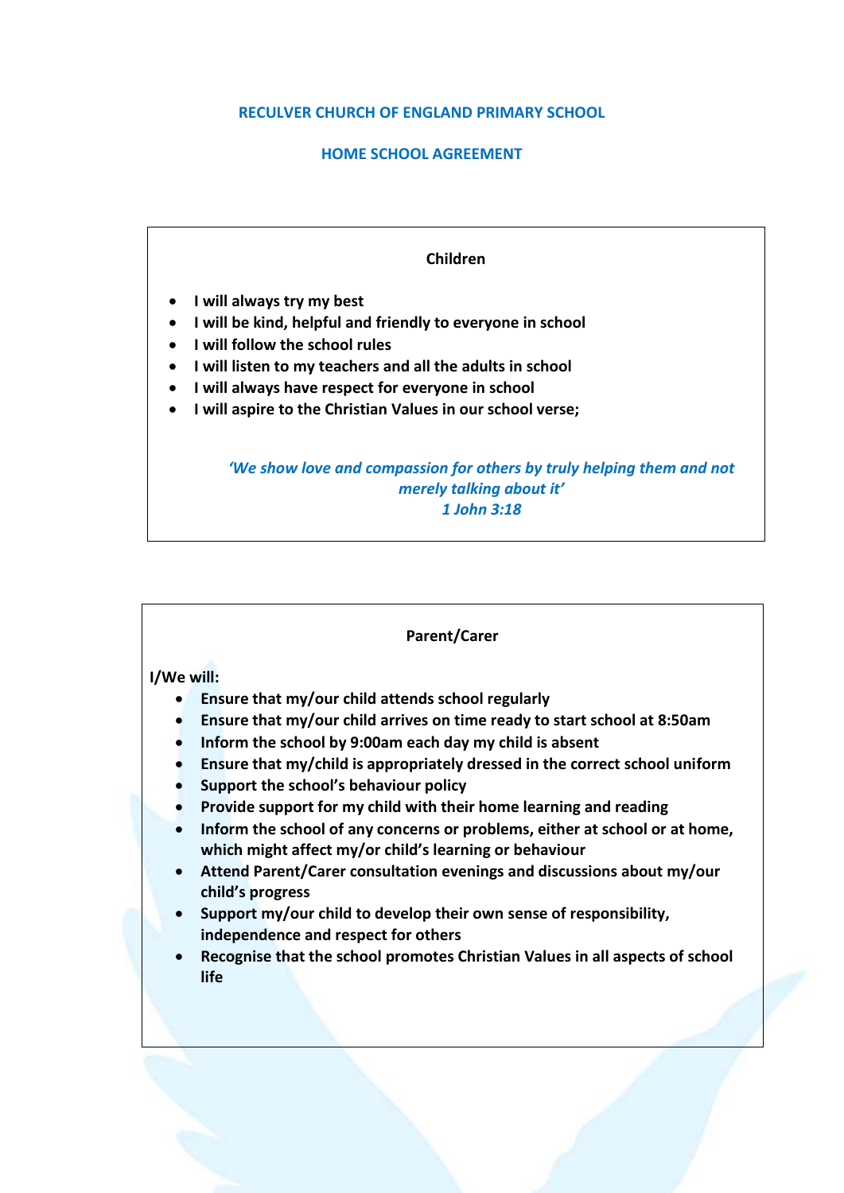# RECULVER CHURCH OF ENGLAND PRIMARY SCHOOL

## HOME SCHOOL AGREEMENT

### Children

- **I will always try my best**
- **I will be kind, helpful and friendly to everyone in school**
- **I will follow the school rules**
- **I will listen to my teachers and all the adults in school**
- **I will always have respect for everyone in school**
- **I will aspire to the Christian Values in our school verse;**

***'We show love and compassion for others by truly helping them and not merely talking about it'***
***1 John 3:18***

### Parent/Carer

**I/We will:**

- **Ensure that my/our child attends school regularly**
- **Ensure that my/our child arrives on time ready to start school at 8:50am**
- **Inform the school by 9:00am each day my child is absent**
- **Ensure that my/child is appropriately dressed in the correct school uniform**
- **Support the school's behaviour policy**
- **Provide support for my child with their home learning and reading**
- **Inform the school of any concerns or problems, either at school or at home, which might affect my/or child's learning or behaviour**
- **Attend Parent/Carer consultation evenings and discussions about my/our child's progress**
- **Support my/our child to develop their own sense of responsibility, independence and respect for others**
- **Recognise that the school promotes Christian Values in all aspects of school life**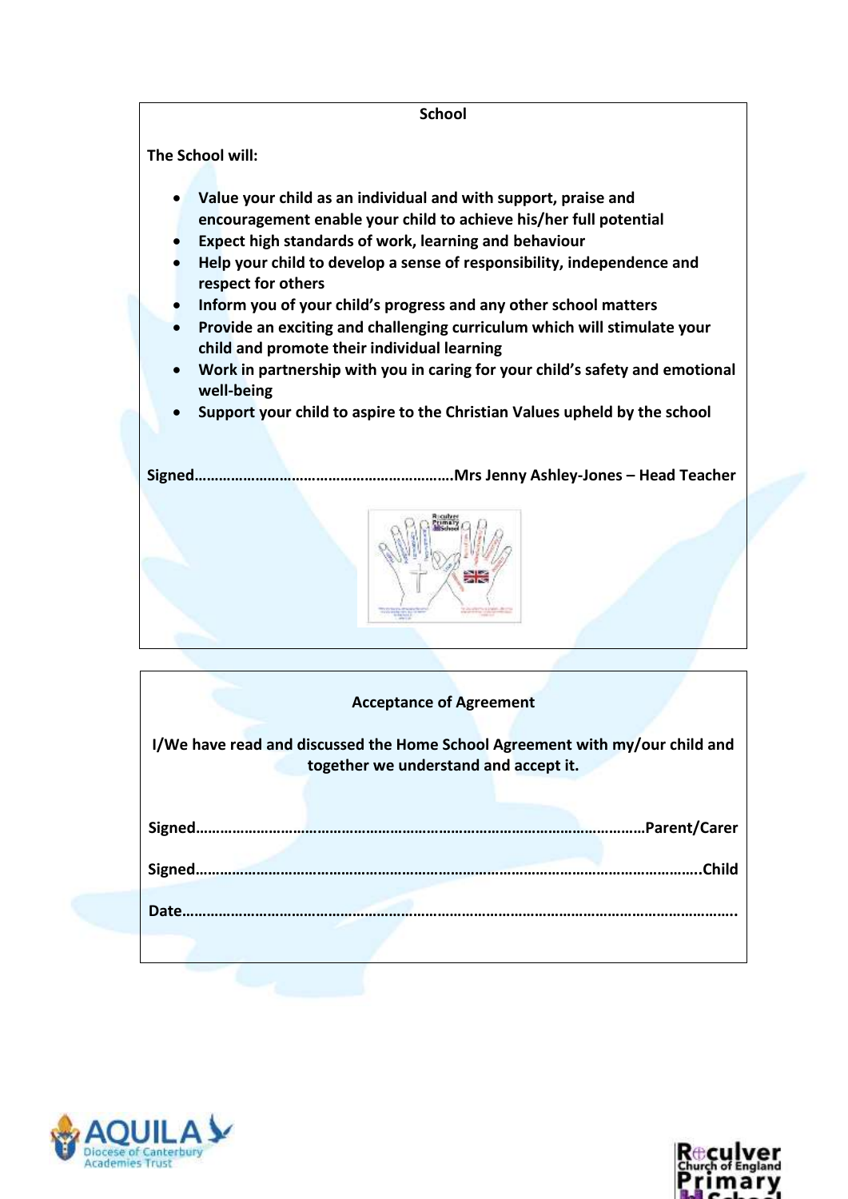## School

**The School will:**

- **Value your child as an individual and with support, praise and encouragement enable your child to achieve his/her full potential**
- **Expect high standards of work, learning and behaviour**
- **Help your child to develop a sense of responsibility, independence and respect for others**
- **Inform you of your child's progress and any other school matters**
- **Provide an exciting and challenging curriculum which will stimulate your child and promote their individual learning**
- **Work in partnership with you in caring for your child's safety and emotional well-being**
- **Support your child to aspire to the Christian Values upheld by the school**

**Signed…………………………………………………….Mrs Jenny Ashley-Jones – Head Teacher**

## Acceptance of Agreement

**I/We have read and discussed the Home School Agreement with my/our child and together we understand and accept it.**

**Signed…………………………………………………………………………………………Parent/Carer**

**Signed…………………………………………………………………………………………………..Child**

**Date……………………………………………………………………………………………………………..**